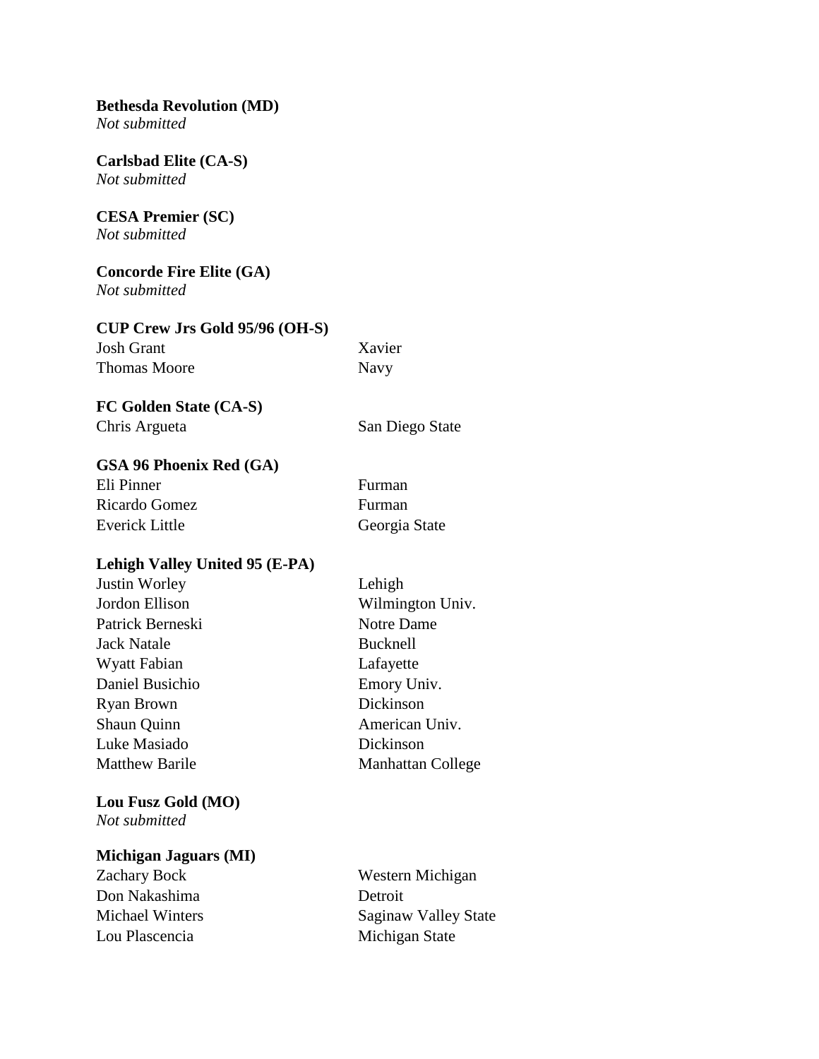**Bethesda Revolution (MD)**
*Not submitted*

**Carlsbad Elite (CA-S)**
*Not submitted*

**CESA Premier (SC)**
*Not submitted*

**Concorde Fire Elite (GA)**
*Not submitted*

**CUP Crew Jrs Gold 95/96 (OH-S)**

| | |
|---|---|
| Josh Grant | Xavier |
| Thomas Moore | Navy |

**FC Golden State (CA-S)**

| | |
|---|---|
| Chris Argueta | San Diego State |

**GSA 96 Phoenix Red (GA)**

| | |
|---|---|
| Eli Pinner | Furman |
| Ricardo Gomez | Furman |
| Everick Little | Georgia State |

**Lehigh Valley United 95 (E-PA)**

| | |
|---|---|
| Justin Worley | Lehigh |
| Jordon Ellison | Wilmington Univ. |
| Patrick Berneski | Notre Dame |
| Jack Natale | Bucknell |
| Wyatt Fabian | Lafayette |
| Daniel Busichio | Emory Univ. |
| Ryan Brown | Dickinson |
| Shaun Quinn | American Univ. |
| Luke Masiado | Dickinson |
| Matthew Barile | Manhattan College |

**Lou Fusz Gold (MO)**
*Not submitted*

**Michigan Jaguars (MI)**

| | |
|---|---|
| Zachary Bock | Western Michigan |
| Don Nakashima | Detroit |
| Michael Winters | Saginaw Valley State |
| Lou Plascencia | Michigan State |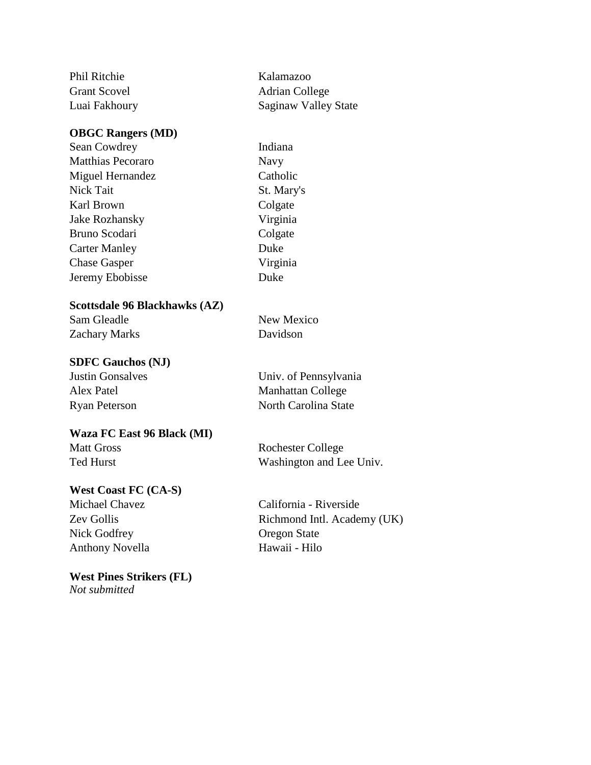| | |
|---|---|
| Phil Ritchie | Kalamazoo |
| Grant Scovel | Adrian College |
| Luai Fakhoury | Saginaw Valley State |

**OBGC Rangers (MD)**

| | |
|---|---|
| Sean Cowdrey | Indiana |
| Matthias Pecoraro | Navy |
| Miguel Hernandez | Catholic |
| Nick Tait | St. Mary's |
| Karl Brown | Colgate |
| Jake Rozhansky | Virginia |
| Bruno Scodari | Colgate |
| Carter Manley | Duke |
| Chase Gasper | Virginia |
| Jeremy Ebobisse | Duke |

**Scottsdale 96 Blackhawks (AZ)**

| | |
|---|---|
| Sam Gleadle | New Mexico |
| Zachary Marks | Davidson |

**SDFC Gauchos (NJ)**

| | |
|---|---|
| Justin Gonsalves | Univ. of Pennsylvania |
| Alex Patel | Manhattan College |
| Ryan Peterson | North Carolina State |

**Waza FC East 96 Black (MI)**

| | |
|---|---|
| Matt Gross | Rochester College |
| Ted Hurst | Washington and Lee Univ. |

**West Coast FC (CA-S)**

| | |
|---|---|
| Michael Chavez | California - Riverside |
| Zev Gollis | Richmond Intl. Academy (UK) |
| Nick Godfrey | Oregon State |
| Anthony Novella | Hawaii - Hilo |

**West Pines Strikers (FL)**

*Not submitted*